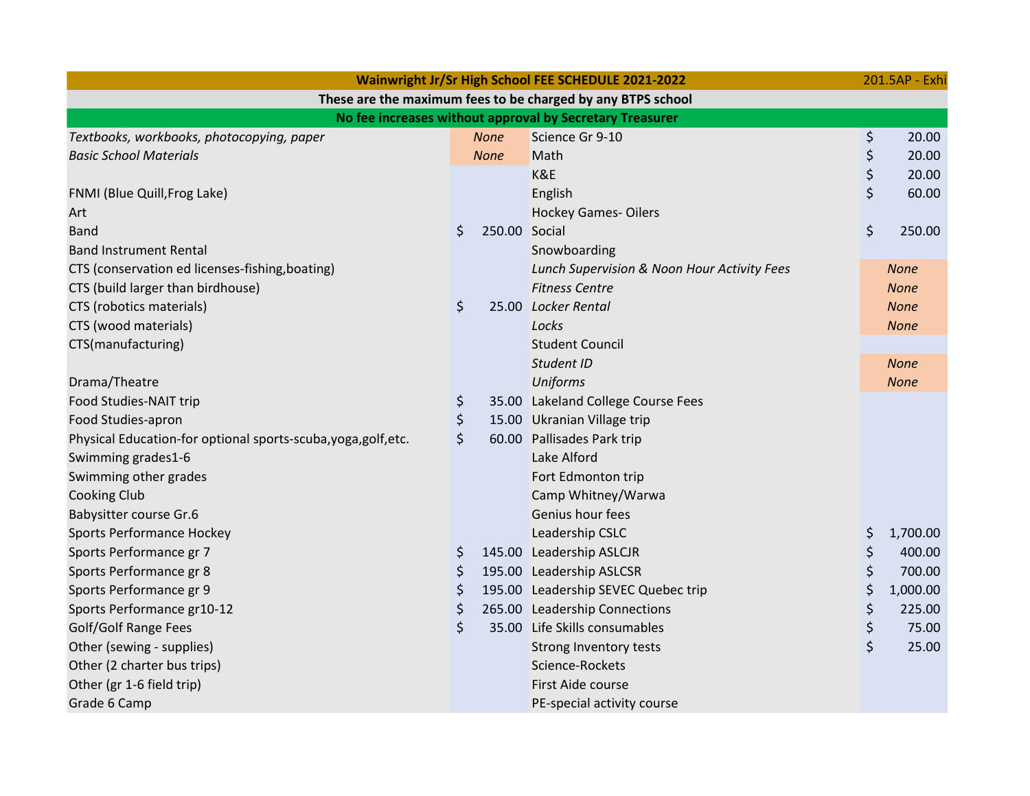| Wainwright Jr/Sr High School FEE SCHEDULE 2021-2022 | | | | 201.5AP - Exhi |
|---|---|---|---|---|
| These are the maximum fees to be charged by any BTPS school | | | | |
| No fee increases without approval by Secretary Treasurer | | | | |
| *Textbooks, workbooks, photocopying, paper* | *None* | Science Gr 9-10 | | $ 20.00 |
| *Basic School Materials* | *None* | Math | | $ 20.00 |
| | | K&E | | $ 20.00 |
| FNMI (Blue Quill,Frog Lake) | | English | | $ 60.00 |
| Art | | Hockey Games- Oilers | | |
| Band | $ 250.00 | Social | | $ 250.00 |
| Band Instrument Rental | | Snowboarding | | |
| CTS (conservation ed licenses-fishing,boating) | | *Lunch Supervision & Noon Hour Activity Fees* | | *None* |
| CTS (build larger than birdhouse) | | *Fitness Centre* | | *None* |
| CTS (robotics materials) | $ 25.00 | *Locker Rental* | | *None* |
| CTS (wood materials) | | *Locks* | | *None* |
| CTS(manufacturing) | | Student Council | | |
| | | *Student ID* | | *None* |
| Drama/Theatre | | *Uniforms* | | *None* |
| Food Studies-NAIT trip | $ 35.00 | Lakeland College Course Fees | | |
| Food Studies-apron | $ 15.00 | Ukranian Village trip | | |
| Physical Education-for optional sports-scuba,yoga,golf,etc. | $ 60.00 | Pallisades Park trip | | |
| Swimming grades1-6 | | Lake Alford | | |
| Swimming other grades | | Fort Edmonton trip | | |
| Cooking Club | | Camp Whitney/Warwa | | |
| Babysitter course Gr.6 | | Genius hour fees | | |
| Sports Performance Hockey | | Leadership CSLC | | $ 1,700.00 |
| Sports Performance gr 7 | $ 145.00 | Leadership ASLCJR | | $ 400.00 |
| Sports Performance gr 8 | $ 195.00 | Leadership ASLCSR | | $ 700.00 |
| Sports Performance gr 9 | $ 195.00 | Leadership SEVEC Quebec trip | | $ 1,000.00 |
| Sports Performance gr10-12 | $ 265.00 | Leadership Connections | | $ 225.00 |
| Golf/Golf Range Fees | $ 35.00 | Life Skills consumables | | $ 75.00 |
| Other (sewing - supplies) | | Strong Inventory tests | | $ 25.00 |
| Other (2 charter bus trips) | | Science-Rockets | | |
| Other (gr 1-6 field trip) | | First Aide course | | |
| Grade 6 Camp | | PE-special activity course | | |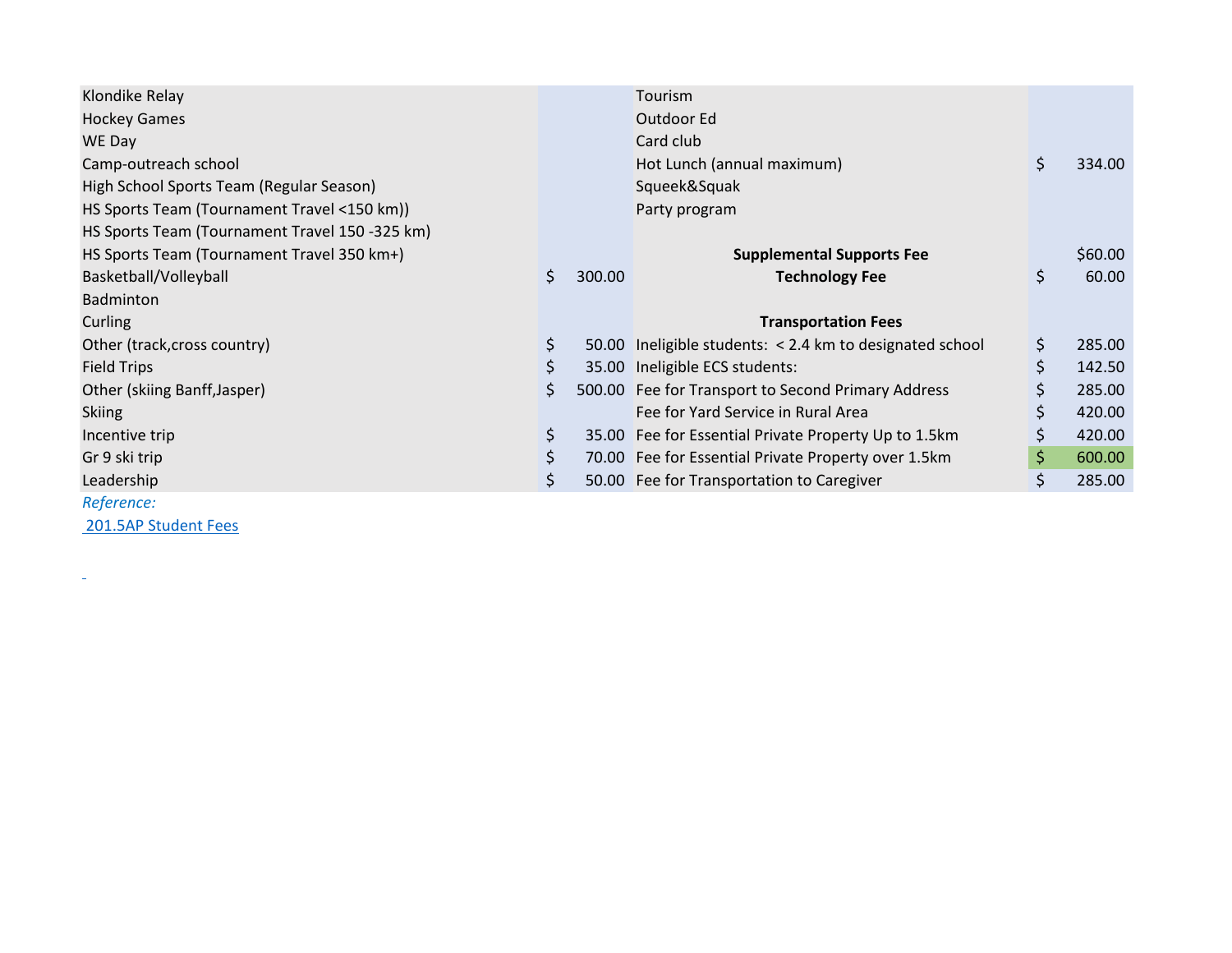| | | | |
|---|---|---|---|
| Klondike Relay | | Tourism | |
| Hockey Games | | Outdoor Ed | |
| WE Day | | Card club | |
| Camp-outreach school | | Hot Lunch (annual maximum) | $ 334.00 |
| High School Sports Team (Regular Season) | | Squeek&Squak | |
| HS Sports Team (Tournament Travel <150 km)) | | Party program | |
| HS Sports Team (Tournament Travel 150 -325 km) | | | |
| HS Sports Team (Tournament Travel 350 km+) | | **Supplemental Supports Fee** | $60.00 |
| Basketball/Volleyball | $ 300.00 | **Technology Fee** | $ 60.00 |
| Badminton | | | |
| Curling | | **Transportation Fees** | |
| Other (track,cross country) | $ 50.00 | Ineligible students: < 2.4 km to designated school | $ 285.00 |
| Field Trips | $ 35.00 | Ineligible ECS students: | $ 142.50 |
| Other (skiing Banff,Jasper) | $ 500.00 | Fee for Transport to Second Primary Address | $ 285.00 |
| Skiing | | Fee for Yard Service in Rural Area | $ 420.00 |
| Incentive trip | $ 35.00 | Fee for Essential Private Property Up to 1.5km | $ 420.00 |
| Gr 9 ski trip | $ 70.00 | Fee for Essential Private Property over 1.5km | $ 600.00 |
| Leadership | $ 50.00 | Fee for Transportation to Caregiver | $ 285.00 |

*Reference:*

201.5AP Student Fees